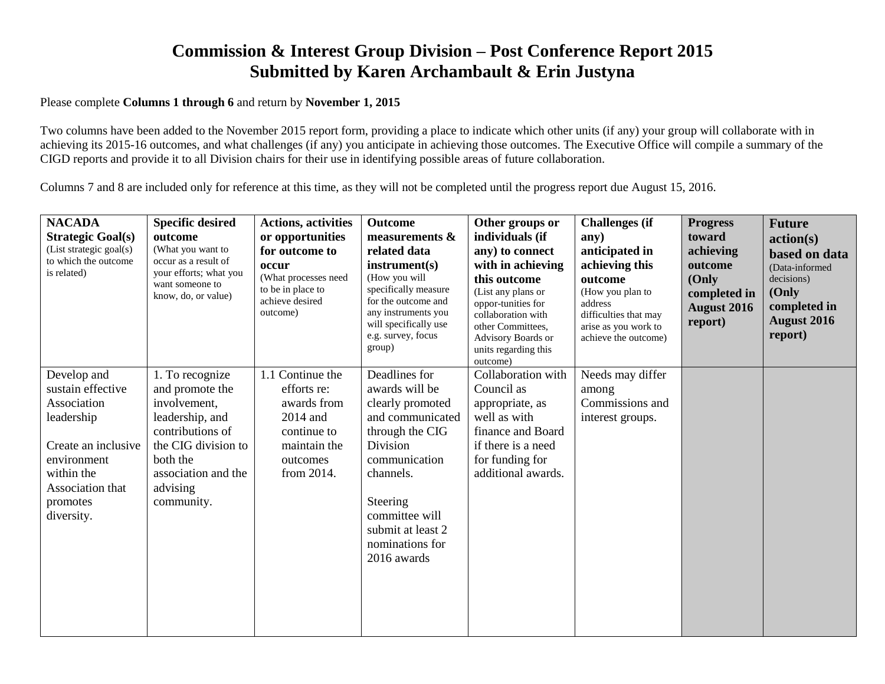# Commission & Interest Group Division – Post Conference Report 2015
## Submitted by Karen Archambault & Erin Justyna

Please complete **Columns 1 through 6** and return by **November 1, 2015**

Two columns have been added to the November 2015 report form, providing a place to indicate which other units (if any) your group will collaborate with in achieving its 2015-16 outcomes, and what challenges (if any) you anticipate in achieving those outcomes. The Executive Office will compile a summary of the CIGD reports and provide it to all Division chairs for their use in identifying possible areas of future collaboration.

Columns 7 and 8 are included only for reference at this time, as they will not be completed until the progress report due August 15, 2016.

| **NACADA Strategic Goal(s)** (List strategic goal(s) to which the outcome is related) | **Specific desired outcome** (What you want to occur as a result of your efforts; what you want someone to know, do, or value) | **Actions, activities or opportunities for outcome to occur** (What processes need to be in place to achieve desired outcome) | **Outcome measurements & related data instrument(s)** (How you will specifically measure for the outcome and any instruments you will specifically use e.g. survey, focus group) | **Other groups or individuals (if any) to connect with in achieving this outcome** (List any plans or oppor-tunities for collaboration with other Committees, Advisory Boards or units regarding this outcome) | **Challenges (if any) anticipated in achieving this outcome** (How you plan to address difficulties that may arise as you work to achieve the outcome) | **Progress toward achieving outcome (Only completed in August 2016 report)** | **Future action(s) based on data** (Data-informed decisions) **(Only completed in August 2016 report)** |
|---|---|---|---|---|---|---|---|
| Develop and sustain effective Association leadership<br><br>Create an inclusive environment within the Association that promotes diversity. | 1. To recognize and promote the involvement, leadership, and contributions of the CIG division to both the association and the advising community. | 1.1 Continue the efforts re: awards from 2014 and continue to maintain the outcomes from 2014. | Deadlines for awards will be clearly promoted and communicated through the CIG Division communication channels.<br><br>Steering committee will submit at least 2 nominations for 2016 awards | Collaboration with Council as appropriate, as well as with finance and Board if there is a need for funding for additional awards. | Needs may differ among Commissions and interest groups. | | |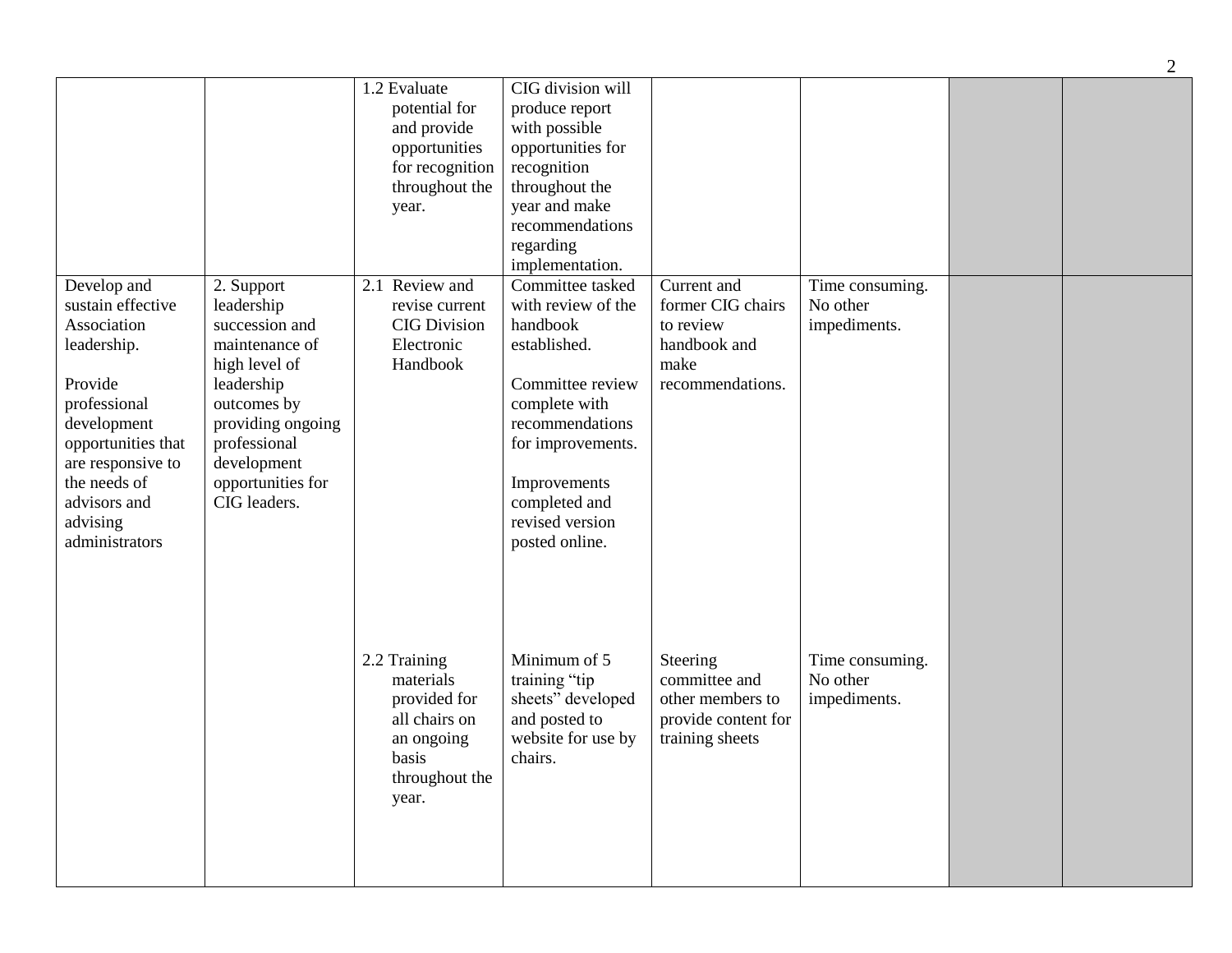| | | | | | | | |
|---|---|---|---|---|---|---|---|
| | | 1.2 Evaluate potential for and provide opportunities for recognition throughout the year. | CIG division will produce report with possible opportunities for recognition throughout the year and make recommendations regarding implementation. | | | | |
| Develop and sustain effective Association leadership.<br><br>Provide professional development opportunities that are responsive to the needs of advisors and advising administrators | 2. Support leadership succession and maintenance of high level of leadership outcomes by providing ongoing professional development opportunities for CIG leaders. | 2.1 Review and revise current CIG Division Electronic Handbook | Committee tasked with review of the handbook established.<br><br>Committee review complete with recommendations for improvements.<br><br>Improvements completed and revised version posted online. | Current and former CIG chairs to review handbook and make recommendations. | Time consuming. No other impediments. | | |
| | | 2.2 Training materials provided for all chairs on an ongoing basis throughout the year. | Minimum of 5 training "tip sheets" developed and posted to website for use by chairs. | Steering committee and other members to provide content for training sheets | Time consuming. No other impediments. | | |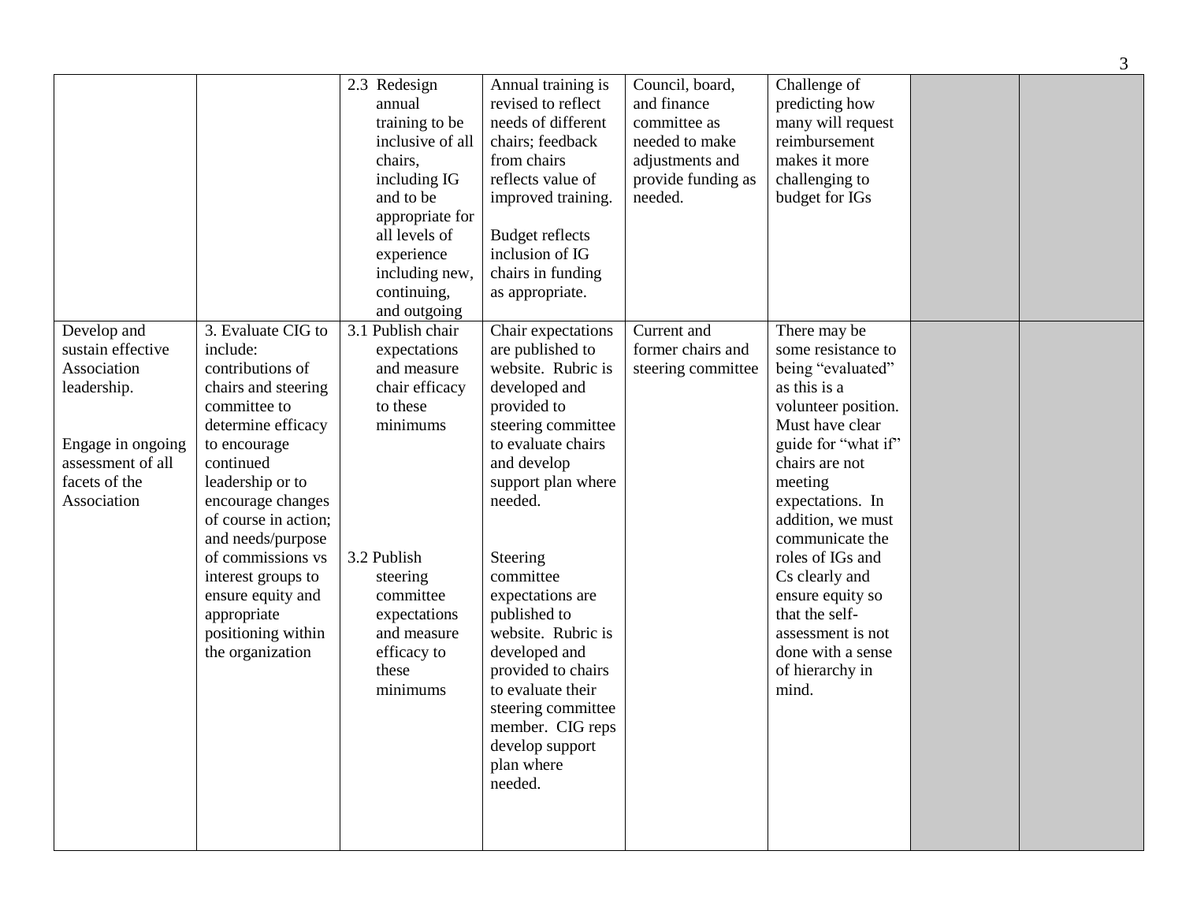| | | | | | | | |
|---|---|---|---|---|---|---|---|
| | | 2.3 Redesign annual training to be inclusive of all chairs, including IG and to be appropriate for all levels of experience including new, continuing, and outgoing | Annual training is revised to reflect needs of different chairs; feedback from chairs reflects value of improved training.<br><br>Budget reflects inclusion of IG chairs in funding as appropriate. | Council, board, and finance committee as needed to make adjustments and provide funding as needed. | Challenge of predicting how many will request reimbursement makes it more challenging to budget for IGs | | |
| Develop and sustain effective Association leadership.<br><br>Engage in ongoing assessment of all facets of the Association | 3. Evaluate CIG to include: contributions of chairs and steering committee to determine efficacy to encourage continued leadership or to encourage changes of course in action; and needs/purpose of commissions vs interest groups to ensure equity and appropriate positioning within the organization | 3.1 Publish chair expectations and measure chair efficacy to these minimums<br><br>3.2 Publish steering committee expectations and measure efficacy to these minimums | Chair expectations are published to website. Rubric is developed and provided to steering committee to evaluate chairs and develop support plan where needed.<br><br>Steering committee expectations are published to website. Rubric is developed and provided to chairs to evaluate their steering committee member. CIG reps develop support plan where needed. | Current and former chairs and steering committee | There may be some resistance to being "evaluated" as this is a volunteer position. Must have clear guide for "what if" chairs are not meeting expectations. In addition, we must communicate the roles of IGs and Cs clearly and ensure equity so that the self-assessment is not done with a sense of hierarchy in mind. | | |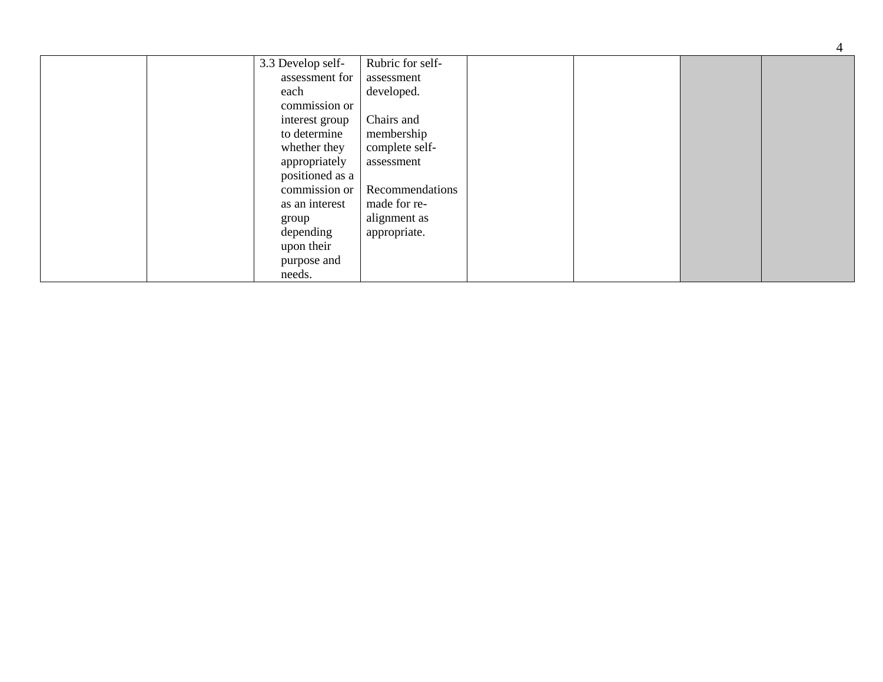| | | | | | | | |
|---|---|---|---|---|---|---|---|
| | | 3.3 Develop self-assessment for each commission or interest group to determine whether they appropriately positioned as a commission or as an interest group depending upon their purpose and needs. | Rubric for self-assessment developed.<br><br>Chairs and membership complete self-assessment<br><br>Recommendations made for re-alignment as appropriate. | | | | |